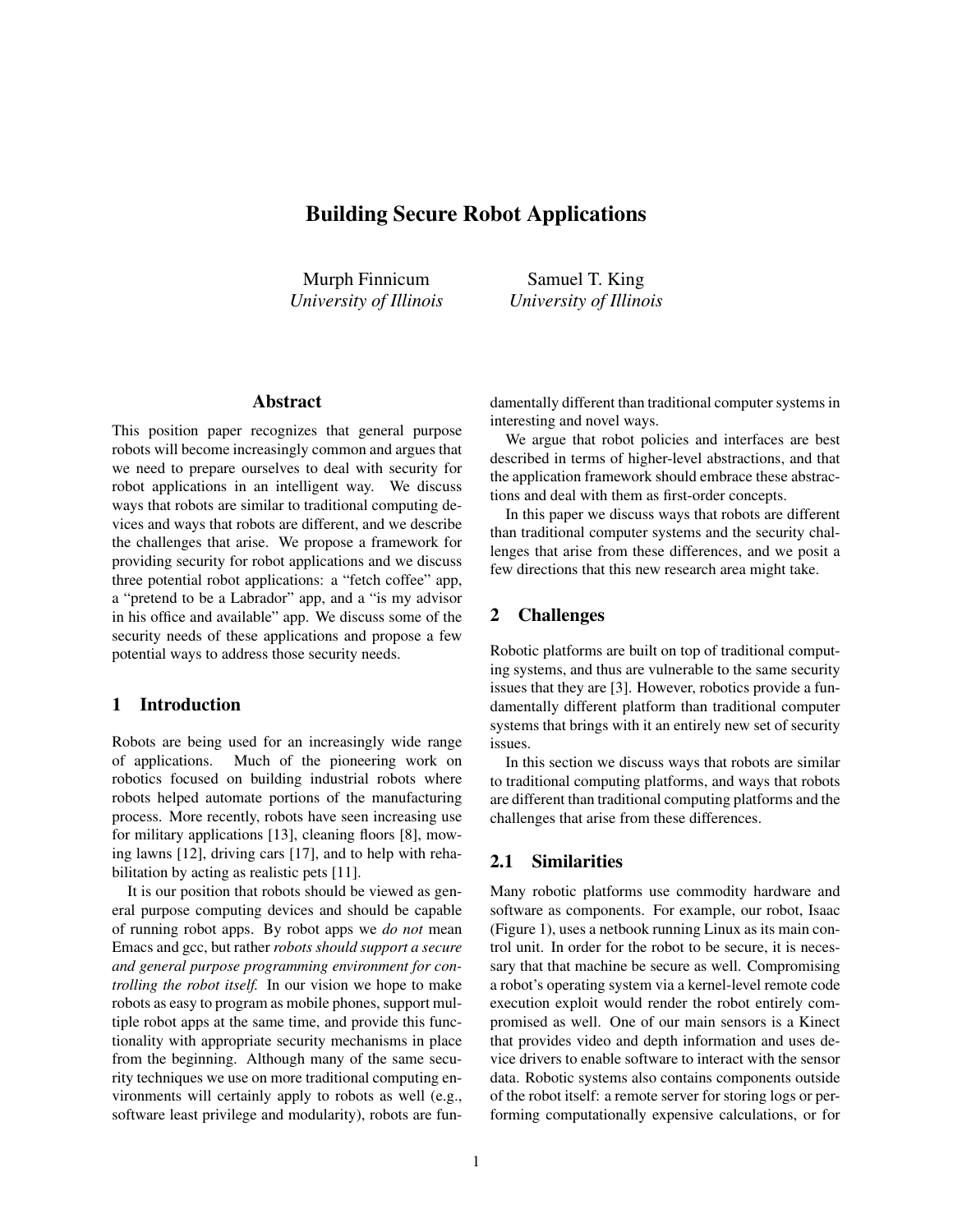# Building Secure Robot Applications

Murph Finnicum
*University of Illinois*

Samuel T. King
*University of Illinois*

## Abstract

This position paper recognizes that general purpose robots will become increasingly common and argues that we need to prepare ourselves to deal with security for robot applications in an intelligent way. We discuss ways that robots are similar to traditional computing devices and ways that robots are different, and we describe the challenges that arise. We propose a framework for providing security for robot applications and we discuss three potential robot applications: a "fetch coffee" app, a "pretend to be a Labrador" app, and a "is my advisor in his office and available" app. We discuss some of the security needs of these applications and propose a few potential ways to address those security needs.

## 1 Introduction

Robots are being used for an increasingly wide range of applications. Much of the pioneering work on robotics focused on building industrial robots where robots helped automate portions of the manufacturing process. More recently, robots have seen increasing use for military applications [13], cleaning floors [8], mowing lawns [12], driving cars [17], and to help with rehabilitation by acting as realistic pets [11].

It is our position that robots should be viewed as general purpose computing devices and should be capable of running robot apps. By robot apps we *do not* mean Emacs and gcc, but rather *robots should support a secure and general purpose programming environment for controlling the robot itself.* In our vision we hope to make robots as easy to program as mobile phones, support multiple robot apps at the same time, and provide this functionality with appropriate security mechanisms in place from the beginning. Although many of the same security techniques we use on more traditional computing environments will certainly apply to robots as well (e.g., software least privilege and modularity), robots are fundamentally different than traditional computer systems in interesting and novel ways.

We argue that robot policies and interfaces are best described in terms of higher-level abstractions, and that the application framework should embrace these abstractions and deal with them as first-order concepts.

In this paper we discuss ways that robots are different than traditional computer systems and the security challenges that arise from these differences, and we posit a few directions that this new research area might take.

## 2 Challenges

Robotic platforms are built on top of traditional computing systems, and thus are vulnerable to the same security issues that they are [3]. However, robotics provide a fundamentally different platform than traditional computer systems that brings with it an entirely new set of security issues.

In this section we discuss ways that robots are similar to traditional computing platforms, and ways that robots are different than traditional computing platforms and the challenges that arise from these differences.

### 2.1 Similarities

Many robotic platforms use commodity hardware and software as components. For example, our robot, Isaac (Figure 1), uses a netbook running Linux as its main control unit. In order for the robot to be secure, it is necessary that that machine be secure as well. Compromising a robot's operating system via a kernel-level remote code execution exploit would render the robot entirely compromised as well. One of our main sensors is a Kinect that provides video and depth information and uses device drivers to enable software to interact with the sensor data. Robotic systems also contains components outside of the robot itself: a remote server for storing logs or performing computationally expensive calculations, or for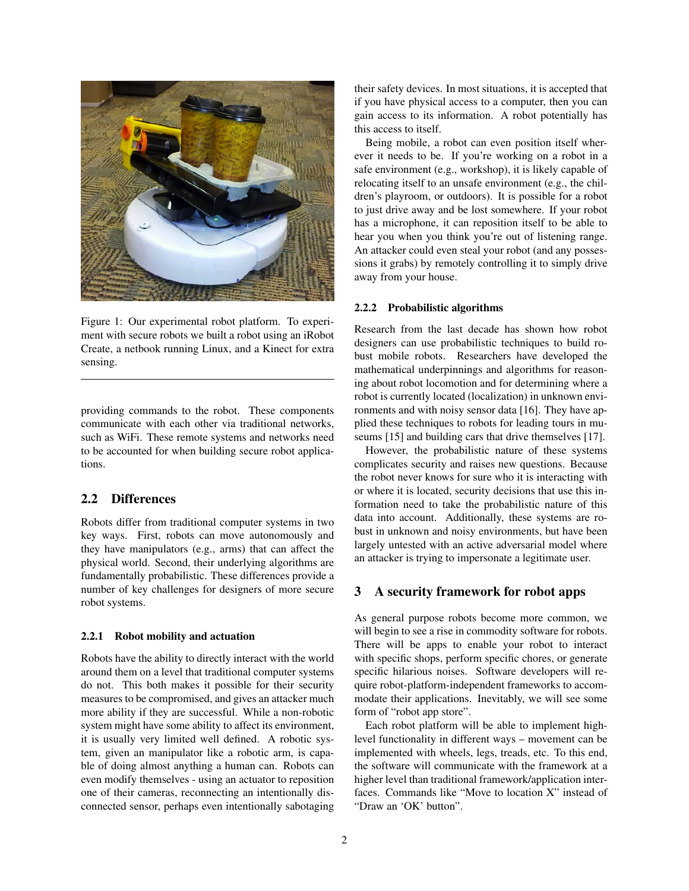Figure 1: Our experimental robot platform. To experiment with secure robots we built a robot using an iRobot Create, a netbook running Linux, and a Kinect for extra sensing.

providing commands to the robot. These components communicate with each other via traditional networks, such as WiFi. These remote systems and networks need to be accounted for when building secure robot applications.

## 2.2 Differences

Robots differ from traditional computer systems in two key ways. First, robots can move autonomously and they have manipulators (e.g., arms) that can affect the physical world. Second, their underlying algorithms are fundamentally probabilistic. These differences provide a number of key challenges for designers of more secure robot systems.

### 2.2.1 Robot mobility and actuation

Robots have the ability to directly interact with the world around them on a level that traditional computer systems do not. This both makes it possible for their security measures to be compromised, and gives an attacker much more ability if they are successful. While a non-robotic system might have some ability to affect its environment, it is usually very limited well defined. A robotic system, given an manipulator like a robotic arm, is capable of doing almost anything a human can. Robots can even modify themselves - using an actuator to reposition one of their cameras, reconnecting an intentionally disconnected sensor, perhaps even intentionally sabotaging their safety devices. In most situations, it is accepted that if you have physical access to a computer, then you can gain access to its information. A robot potentially has this access to itself.

Being mobile, a robot can even position itself wherever it needs to be. If you're working on a robot in a safe environment (e.g., workshop), it is likely capable of relocating itself to an unsafe environment (e.g., the children's playroom, or outdoors). It is possible for a robot to just drive away and be lost somewhere. If your robot has a microphone, it can reposition itself to be able to hear you when you think you're out of listening range. An attacker could even steal your robot (and any possessions it grabs) by remotely controlling it to simply drive away from your house.

### 2.2.2 Probabilistic algorithms

Research from the last decade has shown how robot designers can use probabilistic techniques to build robust mobile robots. Researchers have developed the mathematical underpinnings and algorithms for reasoning about robot locomotion and for determining where a robot is currently located (localization) in unknown environments and with noisy sensor data [16]. They have applied these techniques to robots for leading tours in museums [15] and building cars that drive themselves [17].

However, the probabilistic nature of these systems complicates security and raises new questions. Because the robot never knows for sure who it is interacting with or where it is located, security decisions that use this information need to take the probabilistic nature of this data into account. Additionally, these systems are robust in unknown and noisy environments, but have been largely untested with an active adversarial model where an attacker is trying to impersonate a legitimate user.

## 3 A security framework for robot apps

As general purpose robots become more common, we will begin to see a rise in commodity software for robots. There will be apps to enable your robot to interact with specific shops, perform specific chores, or generate specific hilarious noises. Software developers will require robot-platform-independent frameworks to accommodate their applications. Inevitably, we will see some form of "robot app store".

Each robot platform will be able to implement high-level functionality in different ways – movement can be implemented with wheels, legs, treads, etc. To this end, the software will communicate with the framework at a higher level than traditional framework/application interfaces. Commands like "Move to location X" instead of "Draw an 'OK' button".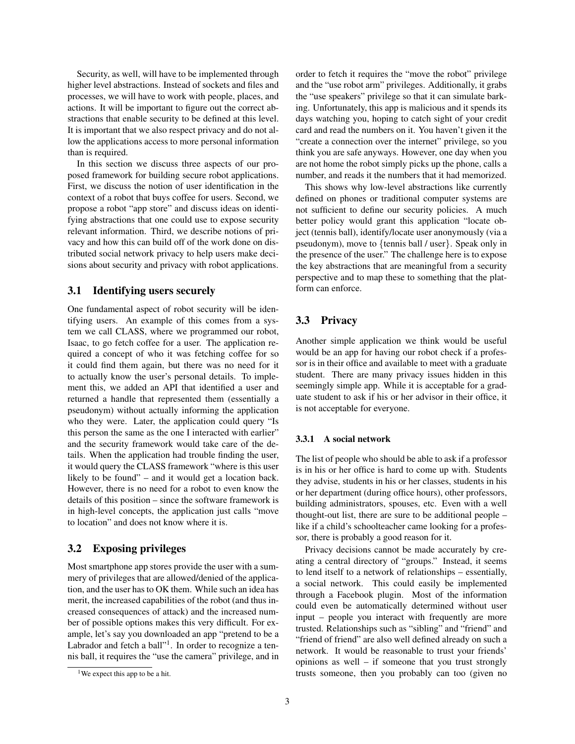Security, as well, will have to be implemented through higher level abstractions. Instead of sockets and files and processes, we will have to work with people, places, and actions. It will be important to figure out the correct abstractions that enable security to be defined at this level. It is important that we also respect privacy and do not allow the applications access to more personal information than is required.

In this section we discuss three aspects of our proposed framework for building secure robot applications. First, we discuss the notion of user identification in the context of a robot that buys coffee for users. Second, we propose a robot "app store" and discuss ideas on identifying abstractions that one could use to expose security relevant information. Third, we describe notions of privacy and how this can build off of the work done on distributed social network privacy to help users make decisions about security and privacy with robot applications.

## 3.1 Identifying users securely

One fundamental aspect of robot security will be identifying users. An example of this comes from a system we call CLASS, where we programmed our robot, Isaac, to go fetch coffee for a user. The application required a concept of who it was fetching coffee for so it could find them again, but there was no need for it to actually know the user's personal details. To implement this, we added an API that identified a user and returned a handle that represented them (essentially a pseudonym) without actually informing the application who they were. Later, the application could query "Is this person the same as the one I interacted with earlier" and the security framework would take care of the details. When the application had trouble finding the user, it would query the CLASS framework "where is this user likely to be found" – and it would get a location back. However, there is no need for a robot to even know the details of this position – since the software framework is in high-level concepts, the application just calls "move to location" and does not know where it is.

## 3.2 Exposing privileges

Most smartphone app stores provide the user with a summery of privileges that are allowed/denied of the application, and the user has to OK them. While such an idea has merit, the increased capabilities of the robot (and thus increased consequences of attack) and the increased number of possible options makes this very difficult. For example, let's say you downloaded an app "pretend to be a Labrador and fetch a ball"[1]. In order to recognize a tennis ball, it requires the "use the camera" privilege, and in order to fetch it requires the "move the robot" privilege and the "use robot arm" privileges. Additionally, it grabs the "use speakers" privilege so that it can simulate barking. Unfortunately, this app is malicious and it spends its days watching you, hoping to catch sight of your credit card and read the numbers on it. You haven't given it the "create a connection over the internet" privilege, so you think you are safe anyways. However, one day when you are not home the robot simply picks up the phone, calls a number, and reads it the numbers that it had memorized.

This shows why low-level abstractions like currently defined on phones or traditional computer systems are not sufficient to define our security policies. A much better policy would grant this application "locate object (tennis ball), identify/locate user anonymously (via a pseudonym), move to {tennis ball / user}. Speak only in the presence of the user." The challenge here is to expose the key abstractions that are meaningful from a security perspective and to map these to something that the platform can enforce.

[1] We expect this app to be a hit.

## 3.3 Privacy

Another simple application we think would be useful would be an app for having our robot check if a professor is in their office and available to meet with a graduate student. There are many privacy issues hidden in this seemingly simple app. While it is acceptable for a graduate student to ask if his or her advisor in their office, it is not acceptable for everyone.

### 3.3.1 A social network

The list of people who should be able to ask if a professor is in his or her office is hard to come up with. Students they advise, students in his or her classes, students in his or her department (during office hours), other professors, building administrators, spouses, etc. Even with a well thought-out list, there are sure to be additional people – like if a child's schoolteacher came looking for a professor, there is probably a good reason for it.

Privacy decisions cannot be made accurately by creating a central directory of "groups." Instead, it seems to lend itself to a network of relationships – essentially, a social network. This could easily be implemented through a Facebook plugin. Most of the information could even be automatically determined without user input – people you interact with frequently are more trusted. Relationships such as "sibling" and "friend" and "friend of friend" are also well defined already on such a network. It would be reasonable to trust your friends' opinions as well – if someone that you trust strongly trusts someone, then you probably can too (given no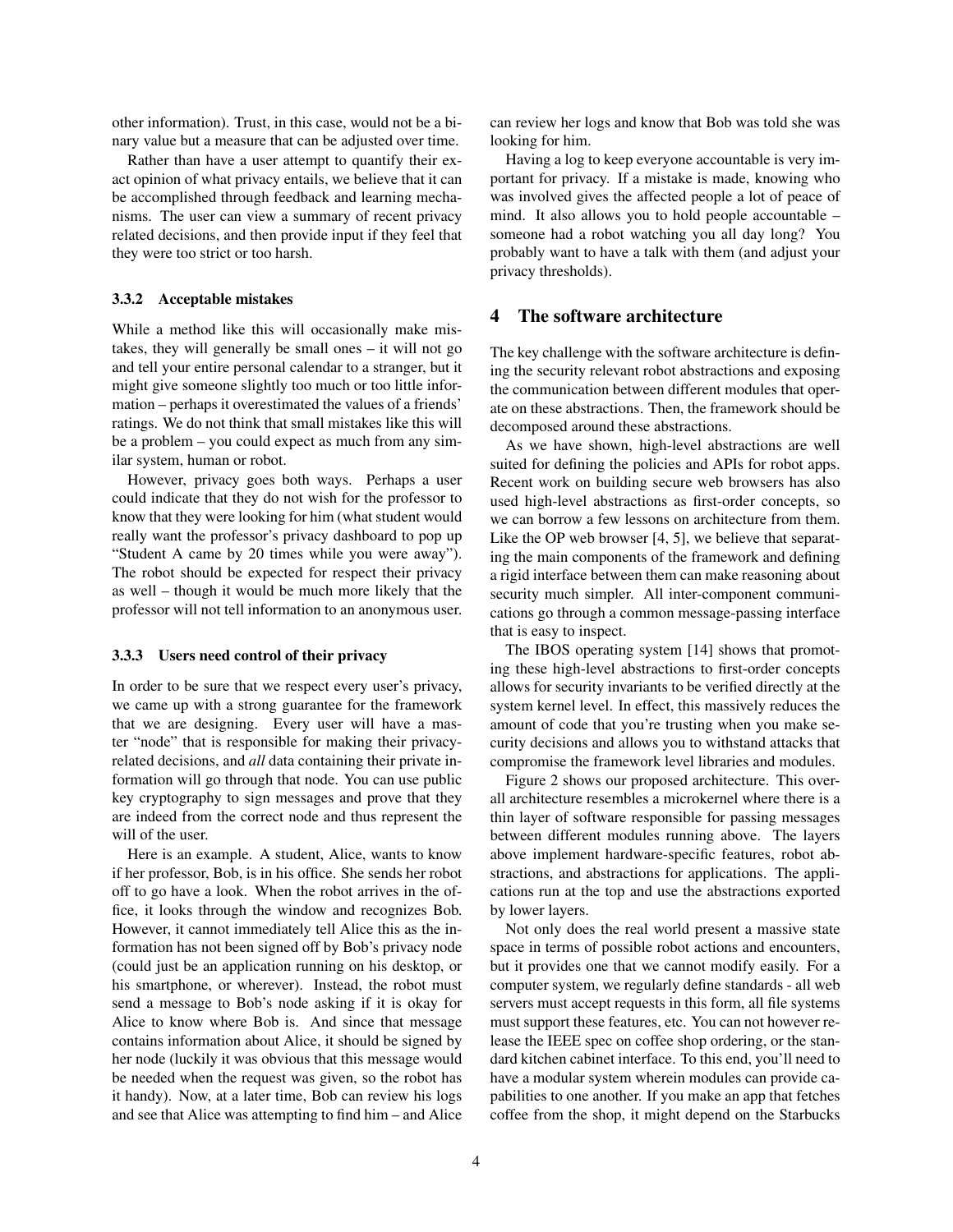other information). Trust, in this case, would not be a binary value but a measure that can be adjusted over time.

Rather than have a user attempt to quantify their exact opinion of what privacy entails, we believe that it can be accomplished through feedback and learning mechanisms. The user can view a summary of recent privacy related decisions, and then provide input if they feel that they were too strict or too harsh.

#### 3.3.2 Acceptable mistakes

While a method like this will occasionally make mistakes, they will generally be small ones – it will not go and tell your entire personal calendar to a stranger, but it might give someone slightly too much or too little information – perhaps it overestimated the values of a friends' ratings. We do not think that small mistakes like this will be a problem – you could expect as much from any similar system, human or robot.

However, privacy goes both ways. Perhaps a user could indicate that they do not wish for the professor to know that they were looking for him (what student would really want the professor's privacy dashboard to pop up "Student A came by 20 times while you were away"). The robot should be expected for respect their privacy as well – though it would be much more likely that the professor will not tell information to an anonymous user.

#### 3.3.3 Users need control of their privacy

In order to be sure that we respect every user's privacy, we came up with a strong guarantee for the framework that we are designing. Every user will have a master "node" that is responsible for making their privacy-related decisions, and *all* data containing their private information will go through that node. You can use public key cryptography to sign messages and prove that they are indeed from the correct node and thus represent the will of the user.

Here is an example. A student, Alice, wants to know if her professor, Bob, is in his office. She sends her robot off to go have a look. When the robot arrives in the office, it looks through the window and recognizes Bob. However, it cannot immediately tell Alice this as the information has not been signed off by Bob's privacy node (could just be an application running on his desktop, or his smartphone, or wherever). Instead, the robot must send a message to Bob's node asking if it is okay for Alice to know where Bob is. And since that message contains information about Alice, it should be signed by her node (luckily it was obvious that this message would be needed when the request was given, so the robot has it handy). Now, at a later time, Bob can review his logs and see that Alice was attempting to find him – and Alice can review her logs and know that Bob was told she was looking for him.

Having a log to keep everyone accountable is very important for privacy. If a mistake is made, knowing who was involved gives the affected people a lot of peace of mind. It also allows you to hold people accountable – someone had a robot watching you all day long? You probably want to have a talk with them (and adjust your privacy thresholds).

## 4 The software architecture

The key challenge with the software architecture is defining the security relevant robot abstractions and exposing the communication between different modules that operate on these abstractions. Then, the framework should be decomposed around these abstractions.

As we have shown, high-level abstractions are well suited for defining the policies and APIs for robot apps. Recent work on building secure web browsers has also used high-level abstractions as first-order concepts, so we can borrow a few lessons on architecture from them. Like the OP web browser [4, 5], we believe that separating the main components of the framework and defining a rigid interface between them can make reasoning about security much simpler. All inter-component communications go through a common message-passing interface that is easy to inspect.

The IBOS operating system [14] shows that promoting these high-level abstractions to first-order concepts allows for security invariants to be verified directly at the system kernel level. In effect, this massively reduces the amount of code that you're trusting when you make security decisions and allows you to withstand attacks that compromise the framework level libraries and modules.

Figure 2 shows our proposed architecture. This overall architecture resembles a microkernel where there is a thin layer of software responsible for passing messages between different modules running above. The layers above implement hardware-specific features, robot abstractions, and abstractions for applications. The applications run at the top and use the abstractions exported by lower layers.

Not only does the real world present a massive state space in terms of possible robot actions and encounters, but it provides one that we cannot modify easily. For a computer system, we regularly define standards - all web servers must accept requests in this form, all file systems must support these features, etc. You can not however release the IEEE spec on coffee shop ordering, or the standard kitchen cabinet interface. To this end, you'll need to have a modular system wherein modules can provide capabilities to one another. If you make an app that fetches coffee from the shop, it might depend on the Starbucks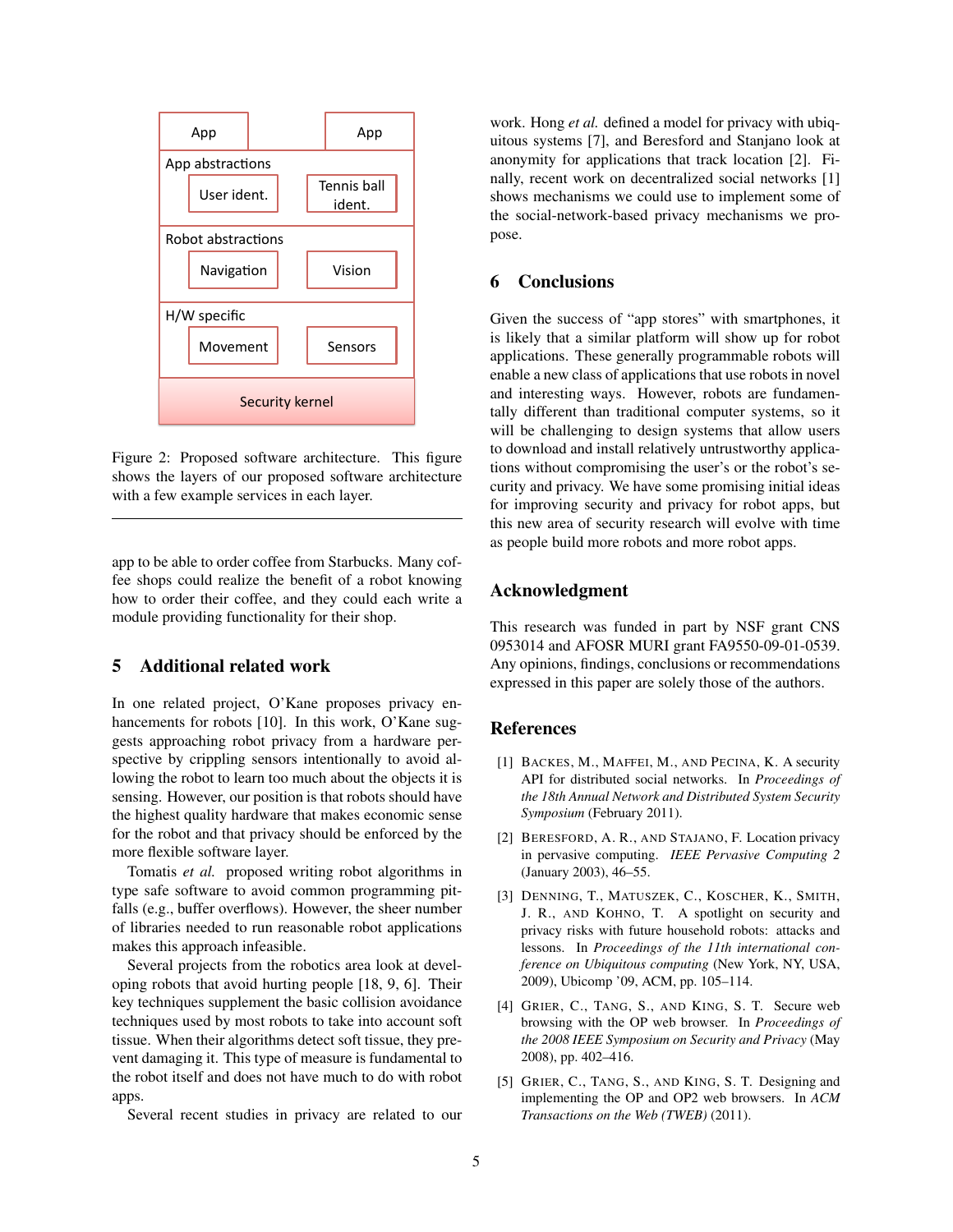| App | | App |
|---|---|---|
| App abstractions | | |
| User ident. | | Tennis ball ident. |
| Robot abstractions | | |
| Navigation | | Vision |
| H/W specific | | |
| Movement | | Sensors |
| Security kernel | | |

Figure 2: Proposed software architecture. This figure shows the layers of our proposed software architecture with a few example services in each layer.

app to be able to order coffee from Starbucks. Many coffee shops could realize the benefit of a robot knowing how to order their coffee, and they could each write a module providing functionality for their shop.

## 5 Additional related work

In one related project, O'Kane proposes privacy enhancements for robots [10]. In this work, O'Kane suggests approaching robot privacy from a hardware perspective by crippling sensors intentionally to avoid allowing the robot to learn too much about the objects it is sensing. However, our position is that robots should have the highest quality hardware that makes economic sense for the robot and that privacy should be enforced by the more flexible software layer.

Tomatis *et al.* proposed writing robot algorithms in type safe software to avoid common programming pitfalls (e.g., buffer overflows). However, the sheer number of libraries needed to run reasonable robot applications makes this approach infeasible.

Several projects from the robotics area look at developing robots that avoid hurting people [18, 9, 6]. Their key techniques supplement the basic collision avoidance techniques used by most robots to take into account soft tissue. When their algorithms detect soft tissue, they prevent damaging it. This type of measure is fundamental to the robot itself and does not have much to do with robot apps.

Several recent studies in privacy are related to our work. Hong *et al.* defined a model for privacy with ubiquitous systems [7], and Beresford and Stanjano look at anonymity for applications that track location [2]. Finally, recent work on decentralized social networks [1] shows mechanisms we could use to implement some of the social-network-based privacy mechanisms we propose.

## 6 Conclusions

Given the success of "app stores" with smartphones, it is likely that a similar platform will show up for robot applications. These generally programmable robots will enable a new class of applications that use robots in novel and interesting ways. However, robots are fundamentally different than traditional computer systems, so it will be challenging to design systems that allow users to download and install relatively untrustworthy applications without compromising the user's or the robot's security and privacy. We have some promising initial ideas for improving security and privacy for robot apps, but this new area of security research will evolve with time as people build more robots and more robot apps.

## Acknowledgment

This research was funded in part by NSF grant CNS 0953014 and AFOSR MURI grant FA9550-09-01-0539. Any opinions, findings, conclusions or recommendations expressed in this paper are solely those of the authors.

## References

[1] Backes, M., Maffei, M., and Pecina, K. A security API for distributed social networks. In *Proceedings of the 18th Annual Network and Distributed System Security Symposium* (February 2011).

[2] Beresford, A. R., and Stajano, F. Location privacy in pervasive computing. *IEEE Pervasive Computing 2* (January 2003), 46–55.

[3] Denning, T., Matuszek, C., Koscher, K., Smith, J. R., and Kohno, T. A spotlight on security and privacy risks with future household robots: attacks and lessons. In *Proceedings of the 11th international conference on Ubiquitous computing* (New York, NY, USA, 2009), Ubicomp '09, ACM, pp. 105–114.

[4] Grier, C., Tang, S., and King, S. T. Secure web browsing with the OP web browser. In *Proceedings of the 2008 IEEE Symposium on Security and Privacy* (May 2008), pp. 402–416.

[5] Grier, C., Tang, S., and King, S. T. Designing and implementing the OP and OP2 web browsers. In *ACM Transactions on the Web (TWEB)* (2011).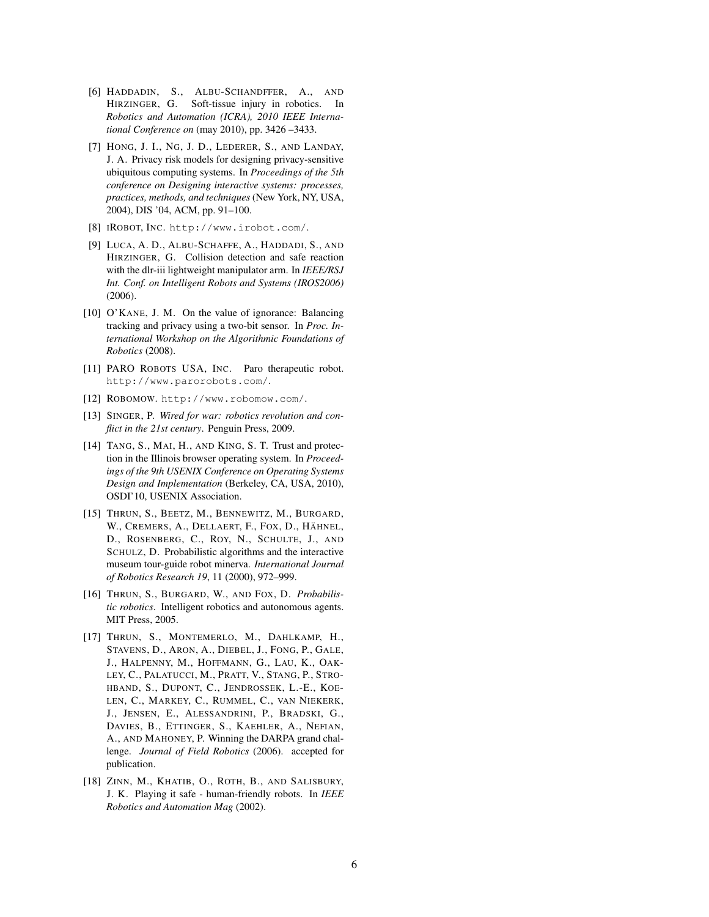[6] HADDADIN, S., ALBU-SCHANDFFER, A., AND HIRZINGER, G. Soft-tissue injury in robotics. In *Robotics and Automation (ICRA), 2010 IEEE International Conference on* (may 2010), pp. 3426 –3433.

[7] HONG, J. I., NG, J. D., LEDERER, S., AND LANDAY, J. A. Privacy risk models for designing privacy-sensitive ubiquitous computing systems. In *Proceedings of the 5th conference on Designing interactive systems: processes, practices, methods, and techniques* (New York, NY, USA, 2004), DIS '04, ACM, pp. 91–100.

[8] IROBOT, INC. http://www.irobot.com/.

[9] LUCA, A. D., ALBU-SCHAFFE, A., HADDADI, S., AND HIRZINGER, G. Collision detection and safe reaction with the dlr-iii lightweight manipulator arm. In *IEEE/RSJ Int. Conf. on Intelligent Robots and Systems (IROS2006)* (2006).

[10] O'KANE, J. M. On the value of ignorance: Balancing tracking and privacy using a two-bit sensor. In *Proc. International Workshop on the Algorithmic Foundations of Robotics* (2008).

[11] PARO ROBOTS USA, INC. Paro therapeutic robot. http://www.parorobots.com/.

[12] ROBOMOW. http://www.robomow.com/.

[13] SINGER, P. *Wired for war: robotics revolution and conflict in the 21st century*. Penguin Press, 2009.

[14] TANG, S., MAI, H., AND KING, S. T. Trust and protection in the Illinois browser operating system. In *Proceedings of the 9th USENIX Conference on Operating Systems Design and Implementation* (Berkeley, CA, USA, 2010), OSDI'10, USENIX Association.

[15] THRUN, S., BEETZ, M., BENNEWITZ, M., BURGARD, W., CREMERS, A., DELLAERT, F., FOX, D., HÄHNEL, D., ROSENBERG, C., ROY, N., SCHULTE, J., AND SCHULZ, D. Probabilistic algorithms and the interactive museum tour-guide robot minerva. *International Journal of Robotics Research 19*, 11 (2000), 972–999.

[16] THRUN, S., BURGARD, W., AND FOX, D. *Probabilistic robotics*. Intelligent robotics and autonomous agents. MIT Press, 2005.

[17] THRUN, S., MONTEMERLO, M., DAHLKAMP, H., STAVENS, D., ARON, A., DIEBEL, J., FONG, P., GALE, J., HALPENNY, M., HOFFMANN, G., LAU, K., OAKLEY, C., PALATUCCI, M., PRATT, V., STANG, P., STROHBAND, S., DUPONT, C., JENDROSSEK, L.-E., KOELEN, C., MARKEY, C., RUMMEL, C., VAN NIEKERK, J., JENSEN, E., ALESSANDRINI, P., BRADSKI, G., DAVIES, B., ETTINGER, S., KAEHLER, A., NEFIAN, A., AND MAHONEY, P. Winning the DARPA grand challenge. *Journal of Field Robotics* (2006). accepted for publication.

[18] ZINN, M., KHATIB, O., ROTH, B., AND SALISBURY, J. K. Playing it safe - human-friendly robots. In *IEEE Robotics and Automation Mag* (2002).